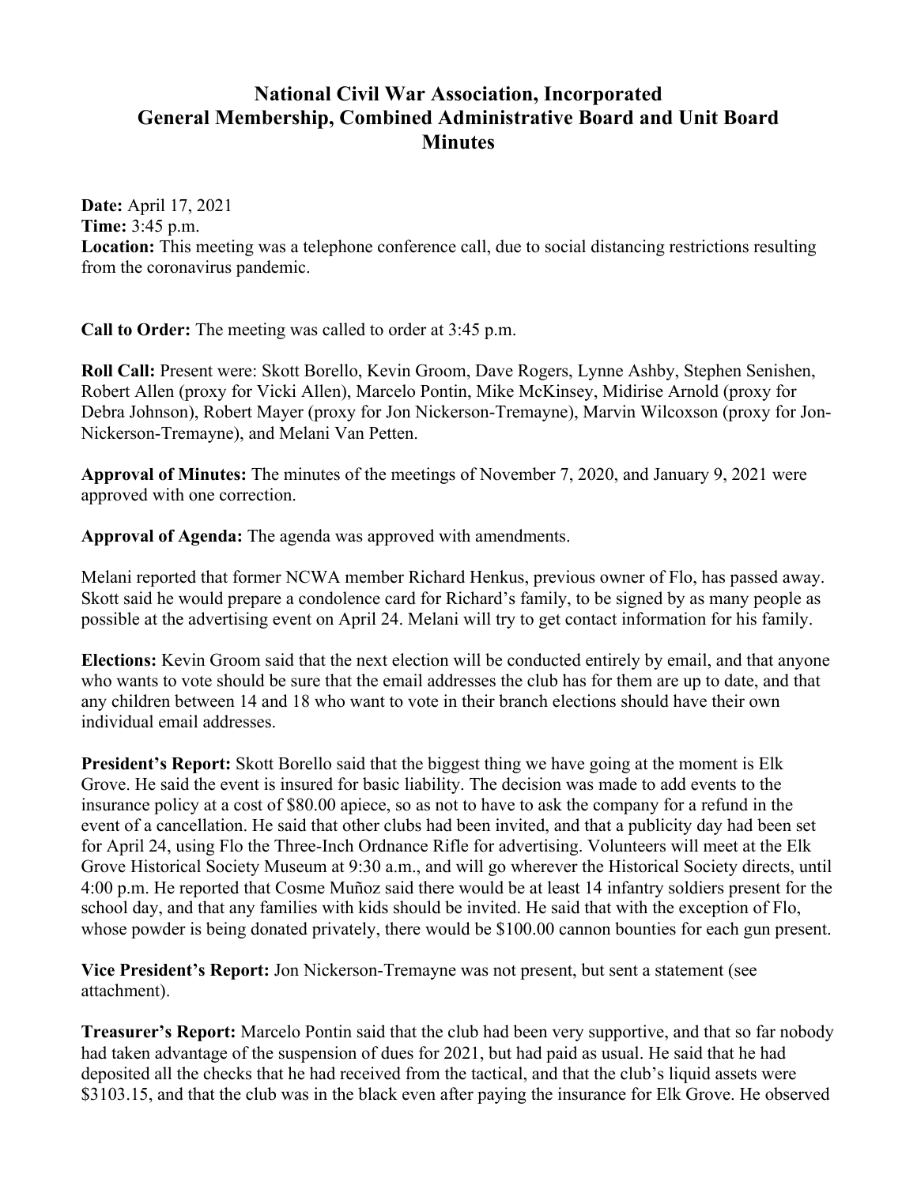# National Civil War Association, Incorporated
# General Membership, Combined Administrative Board and Unit Board Minutes

**Date:** April 17, 2021
**Time:** 3:45 p.m.
**Location:** This meeting was a telephone conference call, due to social distancing restrictions resulting from the coronavirus pandemic.

**Call to Order:** The meeting was called to order at 3:45 p.m.

**Roll Call:** Present were: Skott Borello, Kevin Groom, Dave Rogers, Lynne Ashby, Stephen Senishen, Robert Allen (proxy for Vicki Allen), Marcelo Pontin, Mike McKinsey, Midirise Arnold (proxy for Debra Johnson), Robert Mayer (proxy for Jon Nickerson-Tremayne), Marvin Wilcoxson (proxy for Jon-Nickerson-Tremayne), and Melani Van Petten.

**Approval of Minutes:** The minutes of the meetings of November 7, 2020, and January 9, 2021 were approved with one correction.

**Approval of Agenda:** The agenda was approved with amendments.

Melani reported that former NCWA member Richard Henkus, previous owner of Flo, has passed away. Skott said he would prepare a condolence card for Richard's family, to be signed by as many people as possible at the advertising event on April 24. Melani will try to get contact information for his family.

**Elections:** Kevin Groom said that the next election will be conducted entirely by email, and that anyone who wants to vote should be sure that the email addresses the club has for them are up to date, and that any children between 14 and 18 who want to vote in their branch elections should have their own individual email addresses.

**President's Report:** Skott Borello said that the biggest thing we have going at the moment is Elk Grove. He said the event is insured for basic liability. The decision was made to add events to the insurance policy at a cost of $80.00 apiece, so as not to have to ask the company for a refund in the event of a cancellation. He said that other clubs had been invited, and that a publicity day had been set for April 24, using Flo the Three-Inch Ordnance Rifle for advertising. Volunteers will meet at the Elk Grove Historical Society Museum at 9:30 a.m., and will go wherever the Historical Society directs, until 4:00 p.m. He reported that Cosme Muñoz said there would be at least 14 infantry soldiers present for the school day, and that any families with kids should be invited. He said that with the exception of Flo, whose powder is being donated privately, there would be $100.00 cannon bounties for each gun present.

**Vice President's Report:** Jon Nickerson-Tremayne was not present, but sent a statement (see attachment).

**Treasurer's Report:** Marcelo Pontin said that the club had been very supportive, and that so far nobody had taken advantage of the suspension of dues for 2021, but had paid as usual. He said that he had deposited all the checks that he had received from the tactical, and that the club's liquid assets were $3103.15, and that the club was in the black even after paying the insurance for Elk Grove. He observed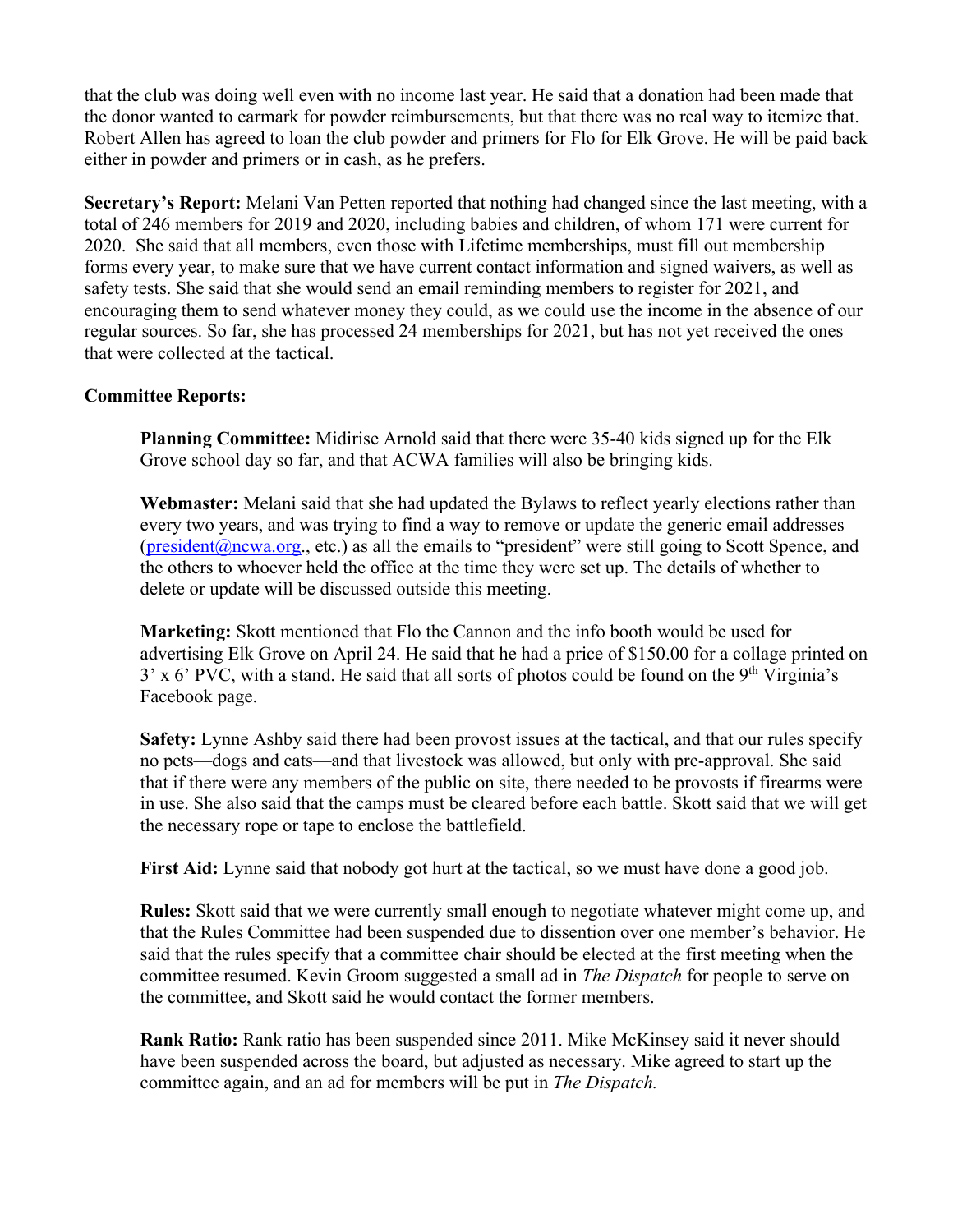that the club was doing well even with no income last year. He said that a donation had been made that the donor wanted to earmark for powder reimbursements, but that there was no real way to itemize that. Robert Allen has agreed to loan the club powder and primers for Flo for Elk Grove. He will be paid back either in powder and primers or in cash, as he prefers.

**Secretary's Report:** Melani Van Petten reported that nothing had changed since the last meeting, with a total of 246 members for 2019 and 2020, including babies and children, of whom 171 were current for 2020. She said that all members, even those with Lifetime memberships, must fill out membership forms every year, to make sure that we have current contact information and signed waivers, as well as safety tests. She said that she would send an email reminding members to register for 2021, and encouraging them to send whatever money they could, as we could use the income in the absence of our regular sources. So far, she has processed 24 memberships for 2021, but has not yet received the ones that were collected at the tactical.

**Committee Reports:**

> **Planning Committee:** Midirise Arnold said that there were 35-40 kids signed up for the Elk Grove school day so far, and that ACWA families will also be bringing kids.
>
> **Webmaster:** Melani said that she had updated the Bylaws to reflect yearly elections rather than every two years, and was trying to find a way to remove or update the generic email addresses (president@ncwa.org., etc.) as all the emails to "president" were still going to Scott Spence, and the others to whoever held the office at the time they were set up. The details of whether to delete or update will be discussed outside this meeting.
>
> **Marketing:** Skott mentioned that Flo the Cannon and the info booth would be used for advertising Elk Grove on April 24. He said that he had a price of $150.00 for a collage printed on 3' x 6' PVC, with a stand. He said that all sorts of photos could be found on the 9th Virginia's Facebook page.
>
> **Safety:** Lynne Ashby said there had been provost issues at the tactical, and that our rules specify no pets—dogs and cats—and that livestock was allowed, but only with pre-approval. She said that if there were any members of the public on site, there needed to be provosts if firearms were in use. She also said that the camps must be cleared before each battle. Skott said that we will get the necessary rope or tape to enclose the battlefield.
>
> **First Aid:** Lynne said that nobody got hurt at the tactical, so we must have done a good job.
>
> **Rules:** Skott said that we were currently small enough to negotiate whatever might come up, and that the Rules Committee had been suspended due to dissention over one member's behavior. He said that the rules specify that a committee chair should be elected at the first meeting when the committee resumed. Kevin Groom suggested a small ad in *The Dispatch* for people to serve on the committee, and Skott said he would contact the former members.
>
> **Rank Ratio:** Rank ratio has been suspended since 2011. Mike McKinsey said it never should have been suspended across the board, but adjusted as necessary. Mike agreed to start up the committee again, and an ad for members will be put in *The Dispatch.*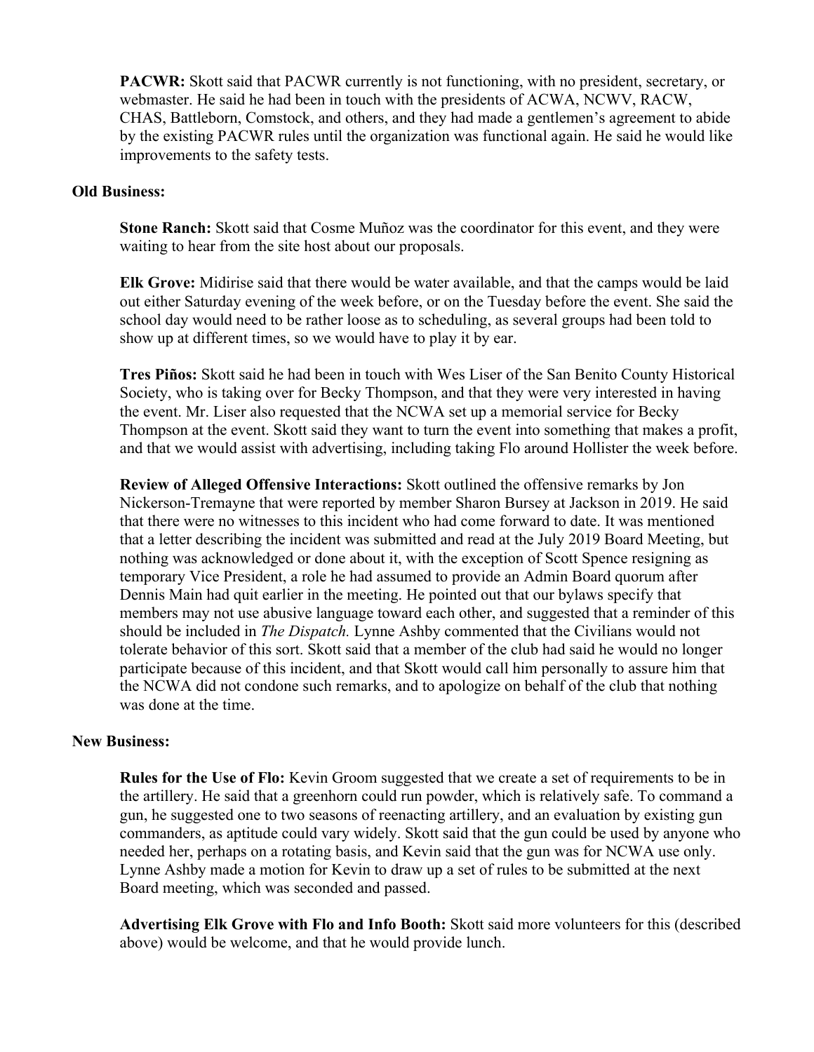**PACWR:** Skott said that PACWR currently is not functioning, with no president, secretary, or webmaster. He said he had been in touch with the presidents of ACWA, NCWV, RACW, CHAS, Battleborn, Comstock, and others, and they had made a gentlemen's agreement to abide by the existing PACWR rules until the organization was functional again. He said he would like improvements to the safety tests.

**Old Business:**

**Stone Ranch:** Skott said that Cosme Muñoz was the coordinator for this event, and they were waiting to hear from the site host about our proposals.

**Elk Grove:** Midirise said that there would be water available, and that the camps would be laid out either Saturday evening of the week before, or on the Tuesday before the event. She said the school day would need to be rather loose as to scheduling, as several groups had been told to show up at different times, so we would have to play it by ear.

**Tres Piños:** Skott said he had been in touch with Wes Liser of the San Benito County Historical Society, who is taking over for Becky Thompson, and that they were very interested in having the event. Mr. Liser also requested that the NCWA set up a memorial service for Becky Thompson at the event. Skott said they want to turn the event into something that makes a profit, and that we would assist with advertising, including taking Flo around Hollister the week before.

**Review of Alleged Offensive Interactions:** Skott outlined the offensive remarks by Jon Nickerson-Tremayne that were reported by member Sharon Bursey at Jackson in 2019. He said that there were no witnesses to this incident who had come forward to date. It was mentioned that a letter describing the incident was submitted and read at the July 2019 Board Meeting, but nothing was acknowledged or done about it, with the exception of Scott Spence resigning as temporary Vice President, a role he had assumed to provide an Admin Board quorum after Dennis Main had quit earlier in the meeting. He pointed out that our bylaws specify that members may not use abusive language toward each other, and suggested that a reminder of this should be included in *The Dispatch.* Lynne Ashby commented that the Civilians would not tolerate behavior of this sort. Skott said that a member of the club had said he would no longer participate because of this incident, and that Skott would call him personally to assure him that the NCWA did not condone such remarks, and to apologize on behalf of the club that nothing was done at the time.

**New Business:**

**Rules for the Use of Flo:** Kevin Groom suggested that we create a set of requirements to be in the artillery. He said that a greenhorn could run powder, which is relatively safe. To command a gun, he suggested one to two seasons of reenacting artillery, and an evaluation by existing gun commanders, as aptitude could vary widely. Skott said that the gun could be used by anyone who needed her, perhaps on a rotating basis, and Kevin said that the gun was for NCWA use only. Lynne Ashby made a motion for Kevin to draw up a set of rules to be submitted at the next Board meeting, which was seconded and passed.

**Advertising Elk Grove with Flo and Info Booth:** Skott said more volunteers for this (described above) would be welcome, and that he would provide lunch.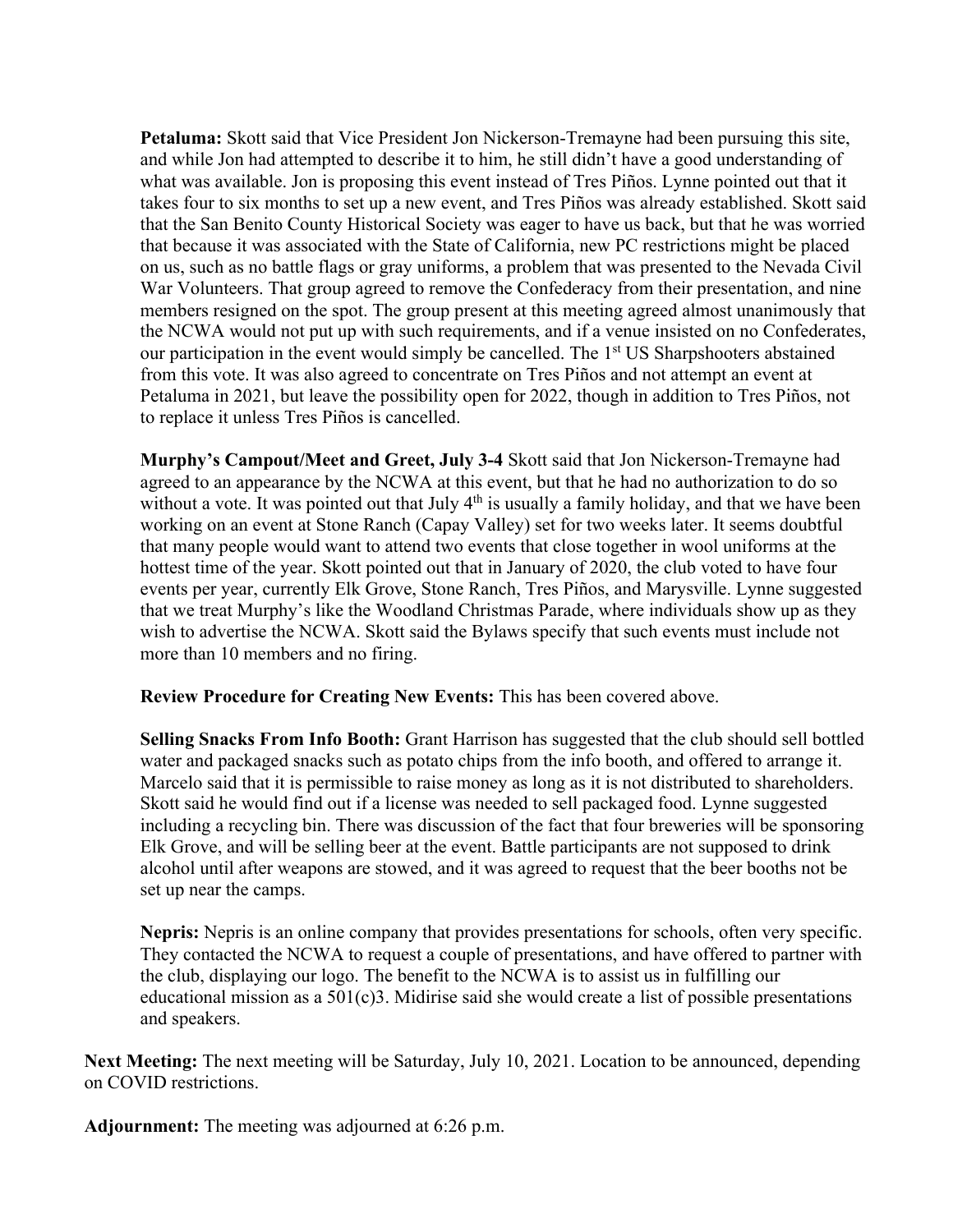**Petaluma:** Skott said that Vice President Jon Nickerson-Tremayne had been pursuing this site, and while Jon had attempted to describe it to him, he still didn't have a good understanding of what was available. Jon is proposing this event instead of Tres Piños. Lynne pointed out that it takes four to six months to set up a new event, and Tres Piños was already established. Skott said that the San Benito County Historical Society was eager to have us back, but that he was worried that because it was associated with the State of California, new PC restrictions might be placed on us, such as no battle flags or gray uniforms, a problem that was presented to the Nevada Civil War Volunteers. That group agreed to remove the Confederacy from their presentation, and nine members resigned on the spot. The group present at this meeting agreed almost unanimously that the NCWA would not put up with such requirements, and if a venue insisted on no Confederates, our participation in the event would simply be cancelled. The 1st US Sharpshooters abstained from this vote. It was also agreed to concentrate on Tres Piños and not attempt an event at Petaluma in 2021, but leave the possibility open for 2022, though in addition to Tres Piños, not to replace it unless Tres Piños is cancelled.

**Murphy's Campout/Meet and Greet, July 3-4** Skott said that Jon Nickerson-Tremayne had agreed to an appearance by the NCWA at this event, but that he had no authorization to do so without a vote. It was pointed out that July 4th is usually a family holiday, and that we have been working on an event at Stone Ranch (Capay Valley) set for two weeks later. It seems doubtful that many people would want to attend two events that close together in wool uniforms at the hottest time of the year. Skott pointed out that in January of 2020, the club voted to have four events per year, currently Elk Grove, Stone Ranch, Tres Piños, and Marysville. Lynne suggested that we treat Murphy's like the Woodland Christmas Parade, where individuals show up as they wish to advertise the NCWA. Skott said the Bylaws specify that such events must include not more than 10 members and no firing.

**Review Procedure for Creating New Events:** This has been covered above.

**Selling Snacks From Info Booth:** Grant Harrison has suggested that the club should sell bottled water and packaged snacks such as potato chips from the info booth, and offered to arrange it. Marcelo said that it is permissible to raise money as long as it is not distributed to shareholders. Skott said he would find out if a license was needed to sell packaged food. Lynne suggested including a recycling bin. There was discussion of the fact that four breweries will be sponsoring Elk Grove, and will be selling beer at the event. Battle participants are not supposed to drink alcohol until after weapons are stowed, and it was agreed to request that the beer booths not be set up near the camps.

**Nepris:** Nepris is an online company that provides presentations for schools, often very specific. They contacted the NCWA to request a couple of presentations, and have offered to partner with the club, displaying our logo. The benefit to the NCWA is to assist us in fulfilling our educational mission as a 501(c)3. Midirise said she would create a list of possible presentations and speakers.

**Next Meeting:** The next meeting will be Saturday, July 10, 2021. Location to be announced, depending on COVID restrictions.

**Adjournment:** The meeting was adjourned at 6:26 p.m.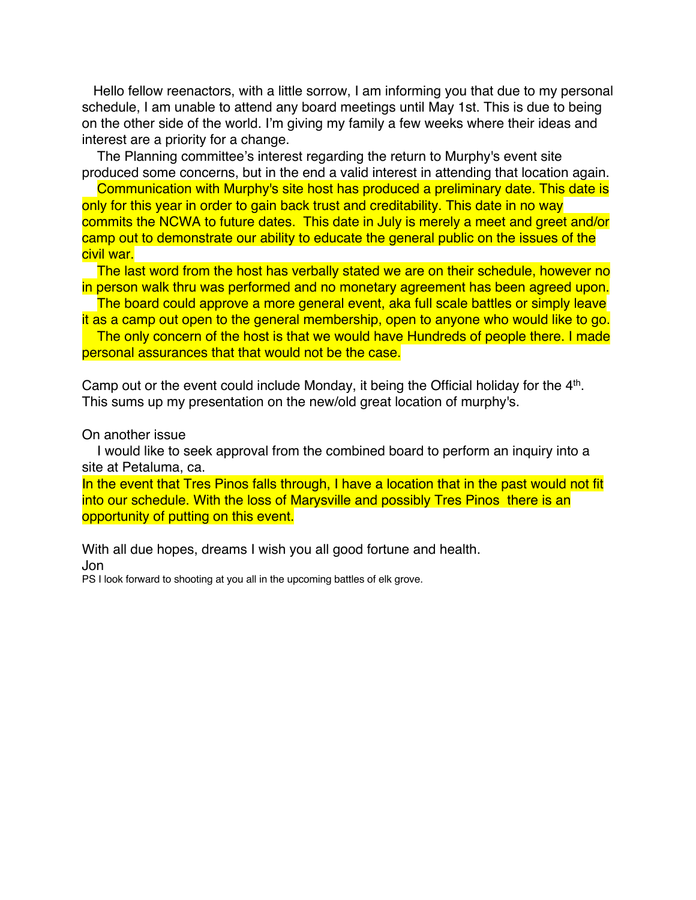Hello fellow reenactors, with a little sorrow, I am informing you that due to my personal schedule, I am unable to attend any board meetings until May 1st. This is due to being on the other side of the world. I'm giving my family a few weeks where their ideas and interest are a priority for a change.

The Planning committee's interest regarding the return to Murphy's event site produced some concerns, but in the end a valid interest in attending that location again.

Communication with Murphy's site host has produced a preliminary date. This date is only for this year in order to gain back trust and creditability. This date in no way commits the NCWA to future dates. This date in July is merely a meet and greet and/or camp out to demonstrate our ability to educate the general public on the issues of the civil war.

The last word from the host has verbally stated we are on their schedule, however no in person walk thru was performed and no monetary agreement has been agreed upon.

The board could approve a more general event, aka full scale battles or simply leave it as a camp out open to the general membership, open to anyone who would like to go.

The only concern of the host is that we would have Hundreds of people there. I made personal assurances that that would not be the case.

Camp out or the event could include Monday, it being the Official holiday for the 4th. This sums up my presentation on the new/old great location of murphy's.

On another issue

I would like to seek approval from the combined board to perform an inquiry into a site at Petaluma, ca.

In the event that Tres Pinos falls through, I have a location that in the past would not fit into our schedule. With the loss of Marysville and possibly Tres Pinos there is an opportunity of putting on this event.

With all due hopes, dreams I wish you all good fortune and health.

Jon

PS I look forward to shooting at you all in the upcoming battles of elk grove.